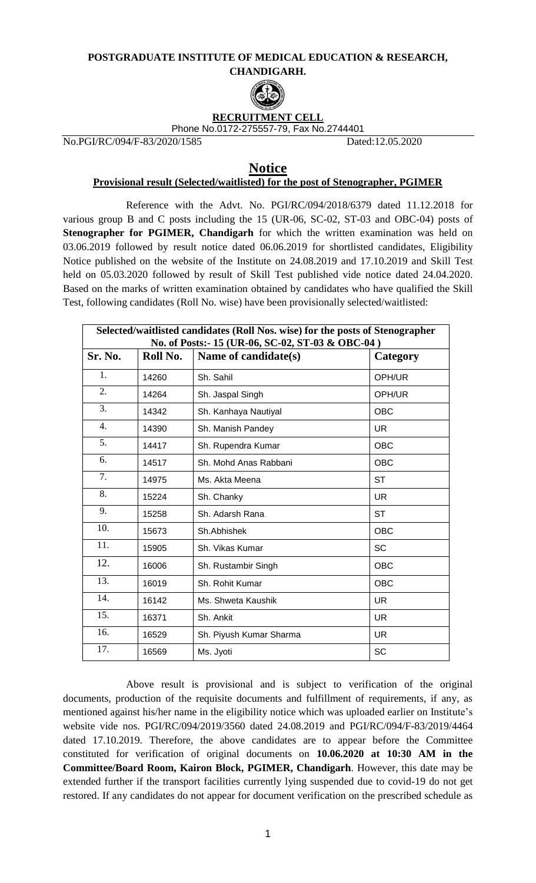**POSTGRADUATE INSTITUTE OF MEDICAL EDUCATION & RESEARCH, CHANDIGARH.**

**RECRUITMENT CELL**

Phone No.0172-275557-79, Fax No.2744401

No.PGI/RC/094/F-83/2020/1585 Dated:12.05.2020

## Notice

**Provisional result (Selected/waitlisted) for the post of Stenographer, PGIMER**

Reference with the Advt. No. PGI/RC/094/2018/6379 dated 11.12.2018 for various group B and C posts including the 15 (UR-06, SC-02, ST-03 and OBC-04) posts of **Stenographer for PGIMER, Chandigarh** for which the written examination was held on 03.06.2019 followed by result notice dated 06.06.2019 for shortlisted candidates, Eligibility Notice published on the website of the Institute on 24.08.2019 and 17.10.2019 and Skill Test held on 05.03.2020 followed by result of Skill Test published vide notice dated 24.04.2020. Based on the marks of written examination obtained by candidates who have qualified the Skill Test, following candidates (Roll No. wise) have been provisionally selected/waitlisted:

**Selected/waitlisted candidates (Roll Nos. wise) for the posts of Stenographer No. of Posts:- 15 (UR-06, SC-02, ST-03 & OBC-04 )**

| Sr. No. | Roll No. | Name of candidate(s) | Category |
|---|---|---|---|
| 1. | 14260 | Sh. Sahil | OPH/UR |
| 2. | 14264 | Sh. Jaspal Singh | OPH/UR |
| 3. | 14342 | Sh. Kanhaya Nautiyal | OBC |
| 4. | 14390 | Sh. Manish Pandey | UR |
| 5. | 14417 | Sh. Rupendra Kumar | OBC |
| 6. | 14517 | Sh. Mohd Anas Rabbani | OBC |
| 7. | 14975 | Ms. Akta Meena | ST |
| 8. | 15224 | Sh. Chanky | UR |
| 9. | 15258 | Sh. Adarsh Rana | ST |
| 10. | 15673 | Sh.Abhishek | OBC |
| 11. | 15905 | Sh. Vikas Kumar | SC |
| 12. | 16006 | Sh. Rustambir Singh | OBC |
| 13. | 16019 | Sh. Rohit Kumar | OBC |
| 14. | 16142 | Ms. Shweta Kaushik | UR |
| 15. | 16371 | Sh. Ankit | UR |
| 16. | 16529 | Sh. Piyush Kumar Sharma | UR |
| 17. | 16569 | Ms. Jyoti | SC |

Above result is provisional and is subject to verification of the original documents, production of the requisite documents and fulfillment of requirements, if any, as mentioned against his/her name in the eligibility notice which was uploaded earlier on Institute's website vide nos. PGI/RC/094/2019/3560 dated 24.08.2019 and PGI/RC/094/F-83/2019/4464 dated 17.10.2019. Therefore, the above candidates are to appear before the Committee constituted for verification of original documents on **10.06.2020 at 10:30 AM in the Committee/Board Room, Kairon Block, PGIMER, Chandigarh**. However, this date may be extended further if the transport facilities currently lying suspended due to covid-19 do not get restored. If any candidates do not appear for document verification on the prescribed schedule as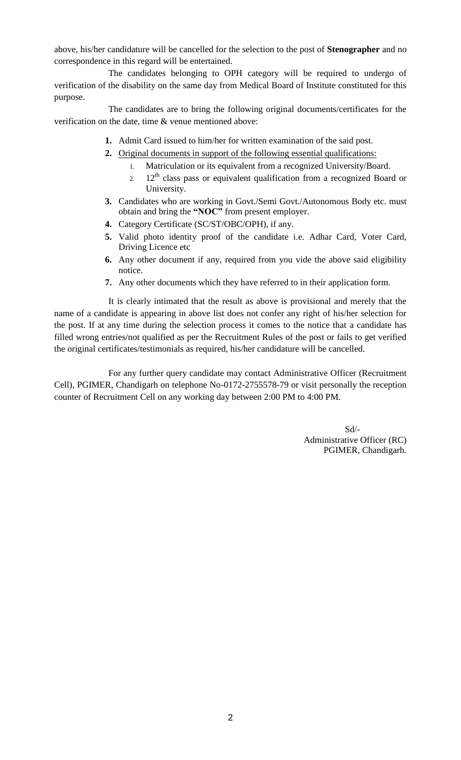above, his/her candidature will be cancelled for the selection to the post of **Stenographer** and no correspondence in this regard will be entertained.

The candidates belonging to OPH category will be required to undergo of verification of the disability on the same day from Medical Board of Institute constituted for this purpose.

The candidates are to bring the following original documents/certificates for the verification on the date, time & venue mentioned above:

1. Admit Card issued to him/her for written examination of the said post.
2. Original documents in support of the following essential qualifications:
    1. Matriculation or its equivalent from a recognized University/Board.
    2. 12th class pass or equivalent qualification from a recognized Board or University.
3. Candidates who are working in Govt./Semi Govt./Autonomous Body etc. must obtain and bring the **"NOC"** from present employer.
4. Category Certificate (SC/ST/OBC/OPH), if any.
5. Valid photo identity proof of the candidate i.e. Adhar Card, Voter Card, Driving Licence etc
6. Any other document if any, required from you vide the above said eligibility notice.
7. Any other documents which they have referred to in their application form.

It is clearly intimated that the result as above is provisional and merely that the name of a candidate is appearing in above list does not confer any right of his/her selection for the post. If at any time during the selection process it comes to the notice that a candidate has filled wrong entries/not qualified as per the Recruitment Rules of the post or fails to get verified the original certificates/testimonials as required, his/her candidature will be cancelled.

For any further query candidate may contact Administrative Officer (Recruitment Cell), PGIMER, Chandigarh on telephone No-0172-2755578-79 or visit personally the reception counter of Recruitment Cell on any working day between 2:00 PM to 4:00 PM.

Sd/-
Administrative Officer (RC)
PGIMER, Chandigarh.